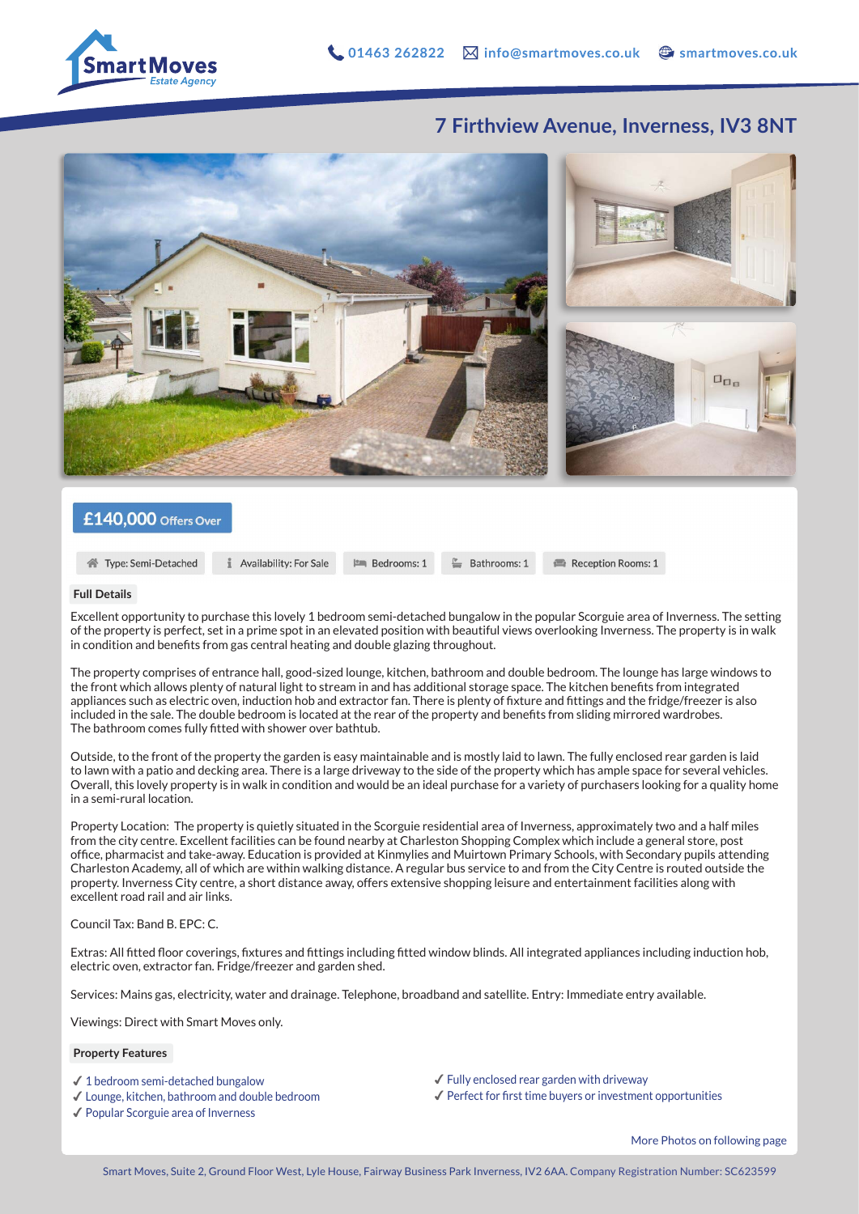# 7 Firthview Avenue, Inverness, IV3 8NT

**£140,000** Offers Over

Type: Semi-Detached | Availability: For Sale | Bedrooms: 1 | Bathrooms: 1 | Reception Rooms: 1

## Full Details

Excellent opportunity to purchase this lovely 1 bedroom semi-detached bungalow in the popular Scorguie area of Inverness. The setting of the property is perfect, set in a prime spot in an elevated position with beautiful views overlooking Inverness. The property is in walk in condition and benefits from gas central heating and double glazing throughout.

The property comprises of entrance hall, good-sized lounge, kitchen, bathroom and double bedroom. The lounge has large windows to the front which allows plenty of natural light to stream in and has additional storage space. The kitchen benefits from integrated appliances such as electric oven, induction hob and extractor fan. There is plenty of fixture and fittings and the fridge/freezer is also included in the sale. The double bedroom is located at the rear of the property and benefits from sliding mirrored wardrobes. The bathroom comes fully fitted with shower over bathtub.

Outside, to the front of the property the garden is easy maintainable and is mostly laid to lawn. The fully enclosed rear garden is laid to lawn with a patio and decking area. There is a large driveway to the side of the property which has ample space for several vehicles. Overall, this lovely property is in walk in condition and would be an ideal purchase for a variety of purchasers looking for a quality home in a semi-rural location.

Property Location: The property is quietly situated in the Scorguie residential area of Inverness, approximately two and a half miles from the city centre. Excellent facilities can be found nearby at Charleston Shopping Complex which include a general store, post office, pharmacist and take-away. Education is provided at Kinmylies and Muirtown Primary Schools, with Secondary pupils attending Charleston Academy, all of which are within walking distance. A regular bus service to and from the City Centre is routed outside the property. Inverness City centre, a short distance away, offers extensive shopping leisure and entertainment facilities along with excellent road rail and air links.

Council Tax: Band B. EPC: C.

Extras: All fitted floor coverings, fixtures and fittings including fitted window blinds. All integrated appliances including induction hob, electric oven, extractor fan. Fridge/freezer and garden shed.

Services: Mains gas, electricity, water and drainage. Telephone, broadband and satellite. Entry: Immediate entry available.

Viewings: Direct with Smart Moves only.

## Property Features

- ✓ 1 bedroom semi-detached bungalow
- ✓ Lounge, kitchen, bathroom and double bedroom
- ✓ Popular Scorguie area of Inverness
- ✓ Fully enclosed rear garden with driveway
- ✓ Perfect for first time buyers or investment opportunities

More Photos on following page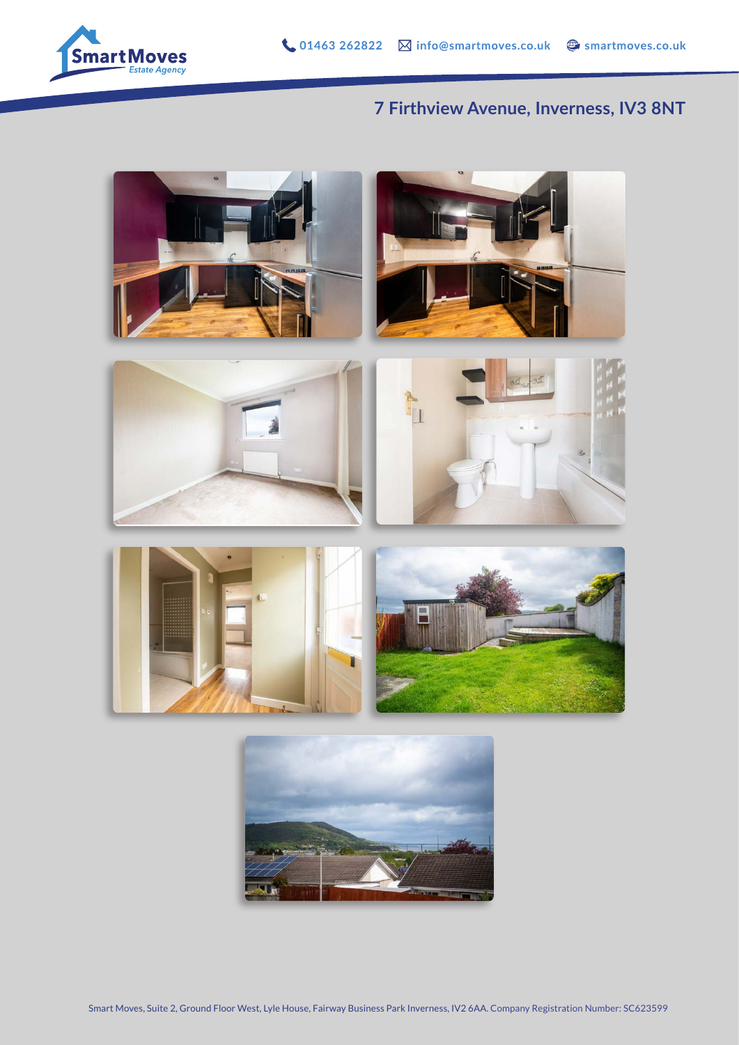# 7 Firthview Avenue, Inverness, IV3 8NT

Smart Moves, Suite 2, Ground Floor West, Lyle House, Fairway Business Park Inverness, IV2 6AA. Company Registration Number: SC623599